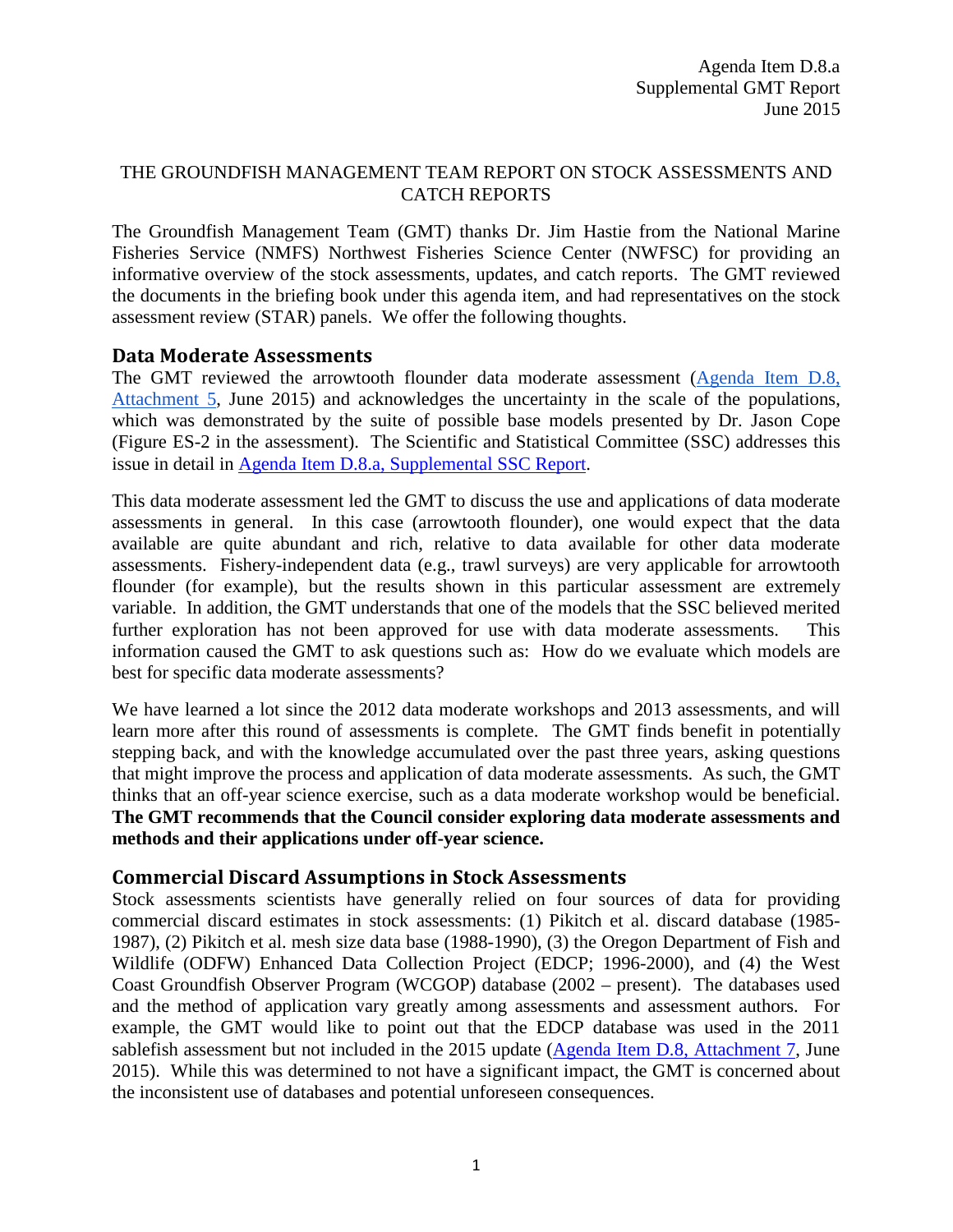Agenda Item D.8.a
Supplemental GMT Report
June 2015

THE GROUNDFISH MANAGEMENT TEAM REPORT ON STOCK ASSESSMENTS AND CATCH REPORTS

The Groundfish Management Team (GMT) thanks Dr. Jim Hastie from the National Marine Fisheries Service (NMFS) Northwest Fisheries Science Center (NWFSC) for providing an informative overview of the stock assessments, updates, and catch reports. The GMT reviewed the documents in the briefing book under this agenda item, and had representatives on the stock assessment review (STAR) panels. We offer the following thoughts.

## Data Moderate Assessments

The GMT reviewed the arrowtooth flounder data moderate assessment (Agenda Item D.8, Attachment 5, June 2015) and acknowledges the uncertainty in the scale of the populations, which was demonstrated by the suite of possible base models presented by Dr. Jason Cope (Figure ES-2 in the assessment). The Scientific and Statistical Committee (SSC) addresses this issue in detail in Agenda Item D.8.a, Supplemental SSC Report.

This data moderate assessment led the GMT to discuss the use and applications of data moderate assessments in general. In this case (arrowtooth flounder), one would expect that the data available are quite abundant and rich, relative to data available for other data moderate assessments. Fishery-independent data (e.g., trawl surveys) are very applicable for arrowtooth flounder (for example), but the results shown in this particular assessment are extremely variable. In addition, the GMT understands that one of the models that the SSC believed merited further exploration has not been approved for use with data moderate assessments. This information caused the GMT to ask questions such as: How do we evaluate which models are best for specific data moderate assessments?

We have learned a lot since the 2012 data moderate workshops and 2013 assessments, and will learn more after this round of assessments is complete. The GMT finds benefit in potentially stepping back, and with the knowledge accumulated over the past three years, asking questions that might improve the process and application of data moderate assessments. As such, the GMT thinks that an off-year science exercise, such as a data moderate workshop would be beneficial. **The GMT recommends that the Council consider exploring data moderate assessments and methods and their applications under off-year science.**

## Commercial Discard Assumptions in Stock Assessments

Stock assessments scientists have generally relied on four sources of data for providing commercial discard estimates in stock assessments: (1) Pikitch et al. discard database (1985-1987), (2) Pikitch et al. mesh size data base (1988-1990), (3) the Oregon Department of Fish and Wildlife (ODFW) Enhanced Data Collection Project (EDCP; 1996-2000), and (4) the West Coast Groundfish Observer Program (WCGOP) database (2002 – present). The databases used and the method of application vary greatly among assessments and assessment authors. For example, the GMT would like to point out that the EDCP database was used in the 2011 sablefish assessment but not included in the 2015 update (Agenda Item D.8, Attachment 7, June 2015). While this was determined to not have a significant impact, the GMT is concerned about the inconsistent use of databases and potential unforeseen consequences.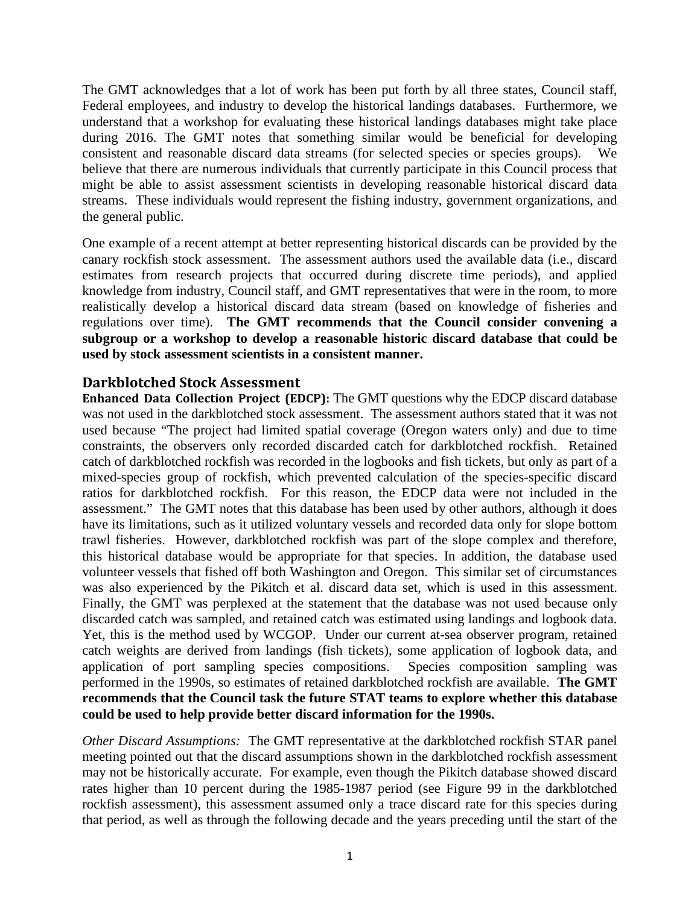The GMT acknowledges that a lot of work has been put forth by all three states, Council staff, Federal employees, and industry to develop the historical landings databases. Furthermore, we understand that a workshop for evaluating these historical landings databases might take place during 2016. The GMT notes that something similar would be beneficial for developing consistent and reasonable discard data streams (for selected species or species groups). We believe that there are numerous individuals that currently participate in this Council process that might be able to assist assessment scientists in developing reasonable historical discard data streams. These individuals would represent the fishing industry, government organizations, and the general public.

One example of a recent attempt at better representing historical discards can be provided by the canary rockfish stock assessment. The assessment authors used the available data (i.e., discard estimates from research projects that occurred during discrete time periods), and applied knowledge from industry, Council staff, and GMT representatives that were in the room, to more realistically develop a historical discard data stream (based on knowledge of fisheries and regulations over time). **The GMT recommends that the Council consider convening a subgroup or a workshop to develop a reasonable historic discard database that could be used by stock assessment scientists in a consistent manner.**

## Darkblotched Stock Assessment

**Enhanced Data Collection Project (EDCP):** The GMT questions why the EDCP discard database was not used in the darkblotched stock assessment. The assessment authors stated that it was not used because "The project had limited spatial coverage (Oregon waters only) and due to time constraints, the observers only recorded discarded catch for darkblotched rockfish. Retained catch of darkblotched rockfish was recorded in the logbooks and fish tickets, but only as part of a mixed-species group of rockfish, which prevented calculation of the species-specific discard ratios for darkblotched rockfish. For this reason, the EDCP data were not included in the assessment." The GMT notes that this database has been used by other authors, although it does have its limitations, such as it utilized voluntary vessels and recorded data only for slope bottom trawl fisheries. However, darkblotched rockfish was part of the slope complex and therefore, this historical database would be appropriate for that species. In addition, the database used volunteer vessels that fished off both Washington and Oregon. This similar set of circumstances was also experienced by the Pikitch et al. discard data set, which is used in this assessment. Finally, the GMT was perplexed at the statement that the database was not used because only discarded catch was sampled, and retained catch was estimated using landings and logbook data. Yet, this is the method used by WCGOP. Under our current at-sea observer program, retained catch weights are derived from landings (fish tickets), some application of logbook data, and application of port sampling species compositions. Species composition sampling was performed in the 1990s, so estimates of retained darkblotched rockfish are available. **The GMT recommends that the Council task the future STAT teams to explore whether this database could be used to help provide better discard information for the 1990s.**

*Other Discard Assumptions:* The GMT representative at the darkblotched rockfish STAR panel meeting pointed out that the discard assumptions shown in the darkblotched rockfish assessment may not be historically accurate. For example, even though the Pikitch database showed discard rates higher than 10 percent during the 1985-1987 period (see Figure 99 in the darkblotched rockfish assessment), this assessment assumed only a trace discard rate for this species during that period, as well as through the following decade and the years preceding until the start of the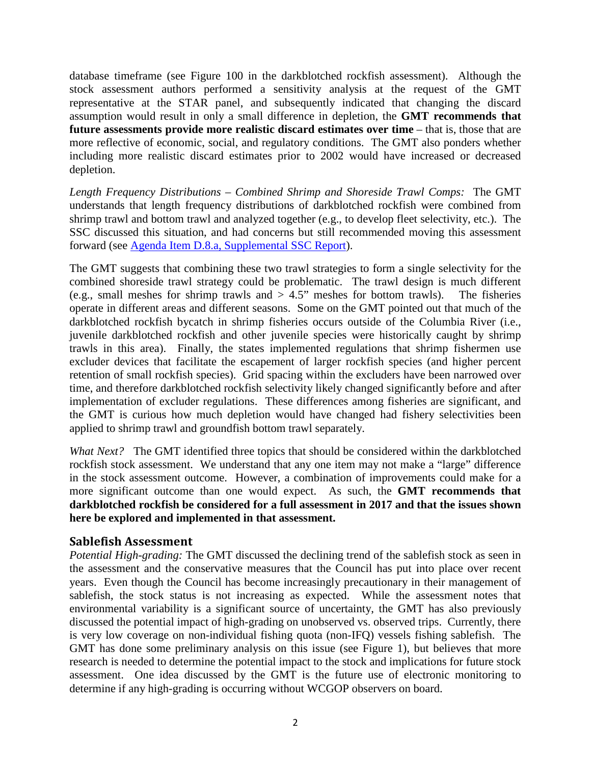database timeframe (see Figure 100 in the darkblotched rockfish assessment). Although the stock assessment authors performed a sensitivity analysis at the request of the GMT representative at the STAR panel, and subsequently indicated that changing the discard assumption would result in only a small difference in depletion, the **GMT recommends that future assessments provide more realistic discard estimates over time** – that is, those that are more reflective of economic, social, and regulatory conditions. The GMT also ponders whether including more realistic discard estimates prior to 2002 would have increased or decreased depletion.

*Length Frequency Distributions – Combined Shrimp and Shoreside Trawl Comps:* The GMT understands that length frequency distributions of darkblotched rockfish were combined from shrimp trawl and bottom trawl and analyzed together (e.g., to develop fleet selectivity, etc.). The SSC discussed this situation, and had concerns but still recommended moving this assessment forward (see [Agenda Item D.8.a, Supplemental SSC Report]).

The GMT suggests that combining these two trawl strategies to form a single selectivity for the combined shoreside trawl strategy could be problematic. The trawl design is much different (e.g., small meshes for shrimp trawls and > 4.5" meshes for bottom trawls). The fisheries operate in different areas and different seasons. Some on the GMT pointed out that much of the darkblotched rockfish bycatch in shrimp fisheries occurs outside of the Columbia River (i.e., juvenile darkblotched rockfish and other juvenile species were historically caught by shrimp trawls in this area). Finally, the states implemented regulations that shrimp fishermen use excluder devices that facilitate the escapement of larger rockfish species (and higher percent retention of small rockfish species). Grid spacing within the excluders have been narrowed over time, and therefore darkblotched rockfish selectivity likely changed significantly before and after implementation of excluder regulations. These differences among fisheries are significant, and the GMT is curious how much depletion would have changed had fishery selectivities been applied to shrimp trawl and groundfish bottom trawl separately.

*What Next?* The GMT identified three topics that should be considered within the darkblotched rockfish stock assessment. We understand that any one item may not make a "large" difference in the stock assessment outcome. However, a combination of improvements could make for a more significant outcome than one would expect. As such, the **GMT recommends that darkblotched rockfish be considered for a full assessment in 2017 and that the issues shown here be explored and implemented in that assessment.**

## Sablefish Assessment

*Potential High-grading:* The GMT discussed the declining trend of the sablefish stock as seen in the assessment and the conservative measures that the Council has put into place over recent years. Even though the Council has become increasingly precautionary in their management of sablefish, the stock status is not increasing as expected. While the assessment notes that environmental variability is a significant source of uncertainty, the GMT has also previously discussed the potential impact of high-grading on unobserved vs. observed trips. Currently, there is very low coverage on non-individual fishing quota (non-IFQ) vessels fishing sablefish. The GMT has done some preliminary analysis on this issue (see Figure 1), but believes that more research is needed to determine the potential impact to the stock and implications for future stock assessment. One idea discussed by the GMT is the future use of electronic monitoring to determine if any high-grading is occurring without WCGOP observers on board.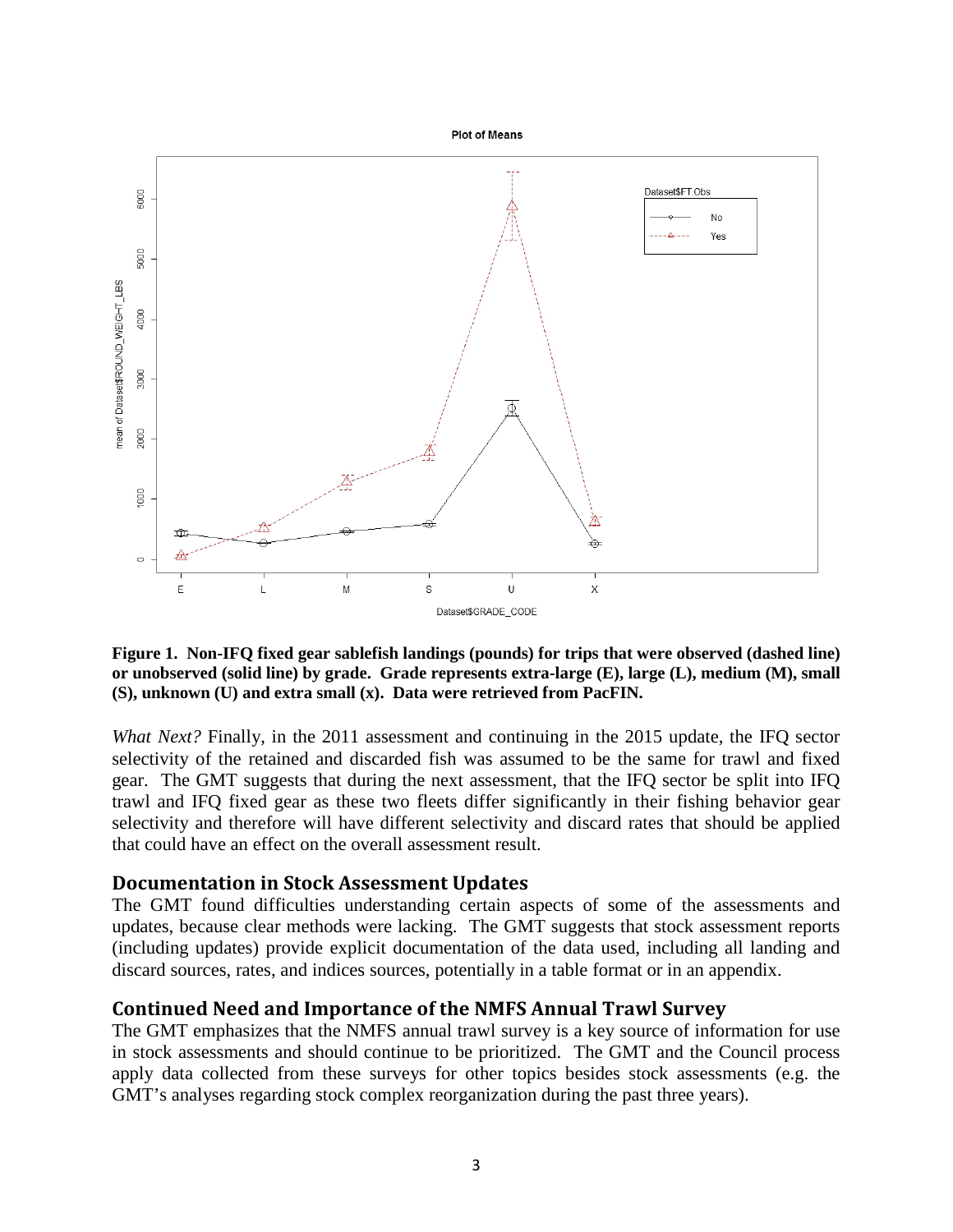**Figure 1. Non-IFQ fixed gear sablefish landings (pounds) for trips that were observed (dashed line) or unobserved (solid line) by grade. Grade represents extra-large (E), large (L), medium (M), small (S), unknown (U) and extra small (x). Data were retrieved from PacFIN.**

*What Next?* Finally, in the 2011 assessment and continuing in the 2015 update, the IFQ sector selectivity of the retained and discarded fish was assumed to be the same for trawl and fixed gear. The GMT suggests that during the next assessment, that the IFQ sector be split into IFQ trawl and IFQ fixed gear as these two fleets differ significantly in their fishing behavior gear selectivity and therefore will have different selectivity and discard rates that should be applied that could have an effect on the overall assessment result.

## Documentation in Stock Assessment Updates

The GMT found difficulties understanding certain aspects of some of the assessments and updates, because clear methods were lacking. The GMT suggests that stock assessment reports (including updates) provide explicit documentation of the data used, including all landing and discard sources, rates, and indices sources, potentially in a table format or in an appendix.

## Continued Need and Importance of the NMFS Annual Trawl Survey

The GMT emphasizes that the NMFS annual trawl survey is a key source of information for use in stock assessments and should continue to be prioritized. The GMT and the Council process apply data collected from these surveys for other topics besides stock assessments (e.g. the GMT's analyses regarding stock complex reorganization during the past three years).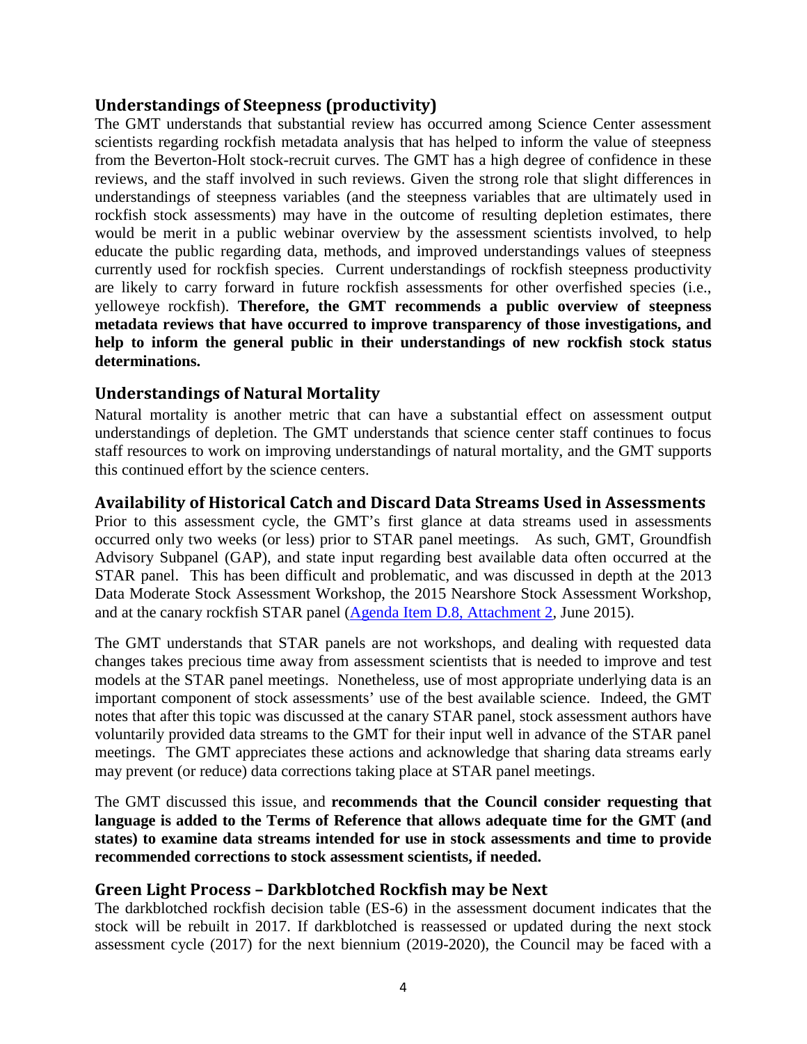## Understandings of Steepness (productivity)

The GMT understands that substantial review has occurred among Science Center assessment scientists regarding rockfish metadata analysis that has helped to inform the value of steepness from the Beverton-Holt stock-recruit curves. The GMT has a high degree of confidence in these reviews, and the staff involved in such reviews. Given the strong role that slight differences in understandings of steepness variables (and the steepness variables that are ultimately used in rockfish stock assessments) may have in the outcome of resulting depletion estimates, there would be merit in a public webinar overview by the assessment scientists involved, to help educate the public regarding data, methods, and improved understandings values of steepness currently used for rockfish species. Current understandings of rockfish steepness productivity are likely to carry forward in future rockfish assessments for other overfished species (i.e., yelloweye rockfish). **Therefore, the GMT recommends a public overview of steepness metadata reviews that have occurred to improve transparency of those investigations, and help to inform the general public in their understandings of new rockfish stock status determinations.**

## Understandings of Natural Mortality

Natural mortality is another metric that can have a substantial effect on assessment output understandings of depletion. The GMT understands that science center staff continues to focus staff resources to work on improving understandings of natural mortality, and the GMT supports this continued effort by the science centers.

## Availability of Historical Catch and Discard Data Streams Used in Assessments

Prior to this assessment cycle, the GMT's first glance at data streams used in assessments occurred only two weeks (or less) prior to STAR panel meetings. As such, GMT, Groundfish Advisory Subpanel (GAP), and state input regarding best available data often occurred at the STAR panel. This has been difficult and problematic, and was discussed in depth at the 2013 Data Moderate Stock Assessment Workshop, the 2015 Nearshore Stock Assessment Workshop, and at the canary rockfish STAR panel (Agenda Item D.8, Attachment 2, June 2015).

The GMT understands that STAR panels are not workshops, and dealing with requested data changes takes precious time away from assessment scientists that is needed to improve and test models at the STAR panel meetings. Nonetheless, use of most appropriate underlying data is an important component of stock assessments' use of the best available science. Indeed, the GMT notes that after this topic was discussed at the canary STAR panel, stock assessment authors have voluntarily provided data streams to the GMT for their input well in advance of the STAR panel meetings. The GMT appreciates these actions and acknowledge that sharing data streams early may prevent (or reduce) data corrections taking place at STAR panel meetings.

The GMT discussed this issue, and **recommends that the Council consider requesting that language is added to the Terms of Reference that allows adequate time for the GMT (and states) to examine data streams intended for use in stock assessments and time to provide recommended corrections to stock assessment scientists, if needed.**

## Green Light Process – Darkblotched Rockfish may be Next

The darkblotched rockfish decision table (ES-6) in the assessment document indicates that the stock will be rebuilt in 2017. If darkblotched is reassessed or updated during the next stock assessment cycle (2017) for the next biennium (2019-2020), the Council may be faced with a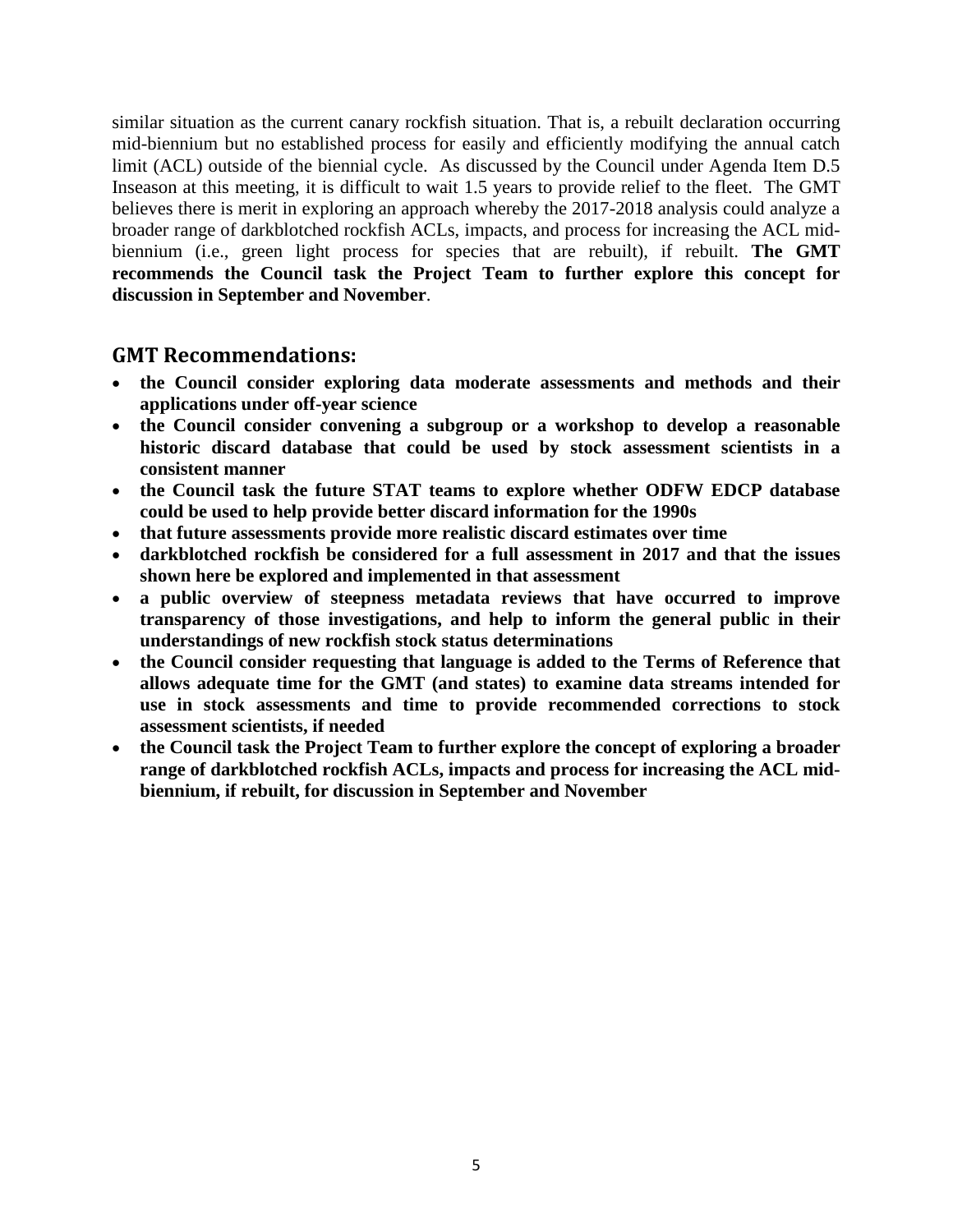similar situation as the current canary rockfish situation. That is, a rebuilt declaration occurring mid-biennium but no established process for easily and efficiently modifying the annual catch limit (ACL) outside of the biennial cycle. As discussed by the Council under Agenda Item D.5 Inseason at this meeting, it is difficult to wait 1.5 years to provide relief to the fleet. The GMT believes there is merit in exploring an approach whereby the 2017-2018 analysis could analyze a broader range of darkblotched rockfish ACLs, impacts, and process for increasing the ACL mid-biennium (i.e., green light process for species that are rebuilt), if rebuilt. **The GMT recommends the Council task the Project Team to further explore this concept for discussion in September and November**.

## GMT Recommendations:

- **the Council consider exploring data moderate assessments and methods and their applications under off-year science**
- **the Council consider convening a subgroup or a workshop to develop a reasonable historic discard database that could be used by stock assessment scientists in a consistent manner**
- **the Council task the future STAT teams to explore whether ODFW EDCP database could be used to help provide better discard information for the 1990s**
- **that future assessments provide more realistic discard estimates over time**
- **darkblotched rockfish be considered for a full assessment in 2017 and that the issues shown here be explored and implemented in that assessment**
- **a public overview of steepness metadata reviews that have occurred to improve transparency of those investigations, and help to inform the general public in their understandings of new rockfish stock status determinations**
- **the Council consider requesting that language is added to the Terms of Reference that allows adequate time for the GMT (and states) to examine data streams intended for use in stock assessments and time to provide recommended corrections to stock assessment scientists, if needed**
- **the Council task the Project Team to further explore the concept of exploring a broader range of darkblotched rockfish ACLs, impacts and process for increasing the ACL mid-biennium, if rebuilt, for discussion in September and November**